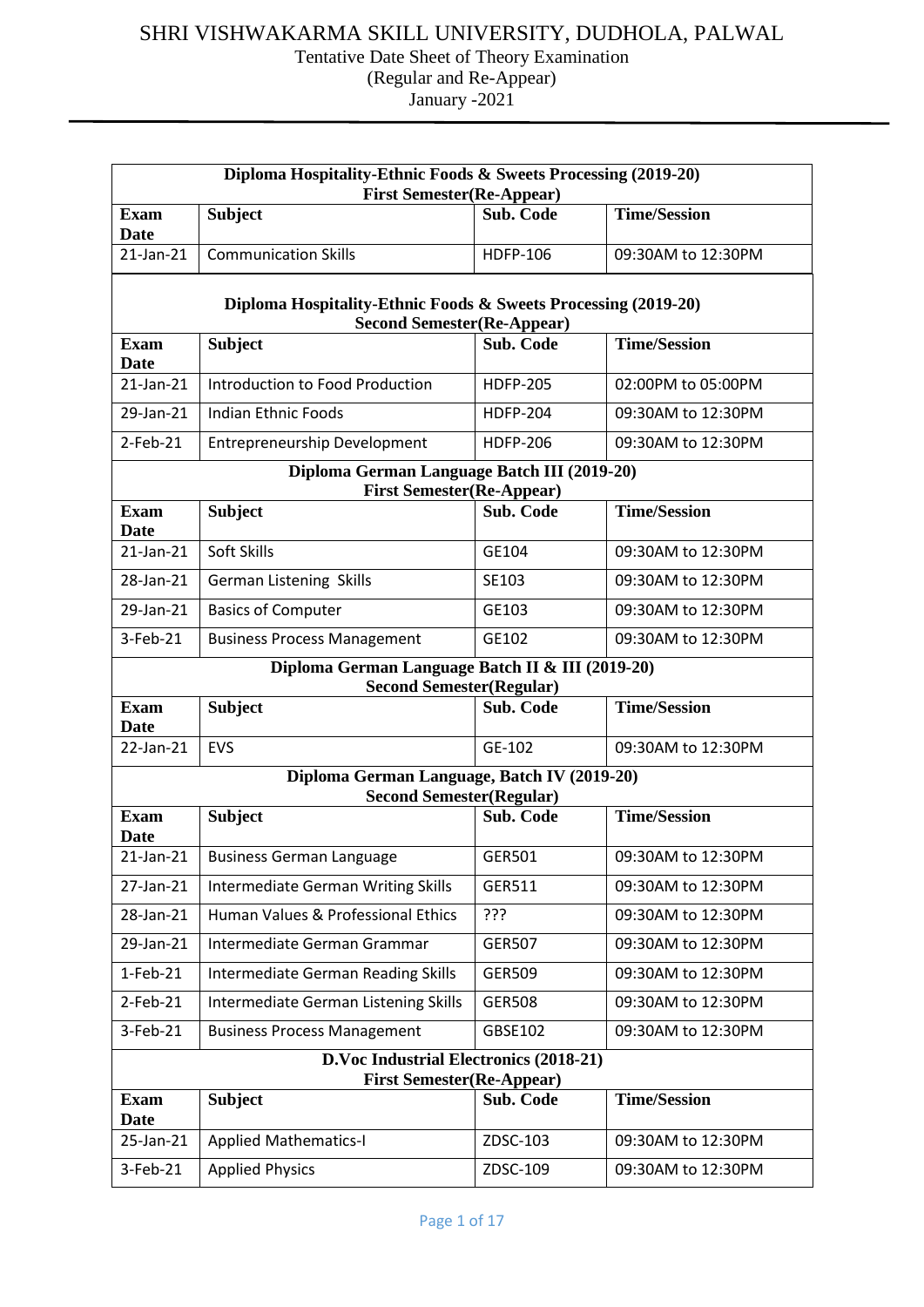# SHRI VISHWAKARMA SKILL UNIVERSITY, DUDHOLA, PALWAL

Tentative Date Sheet of Theory Examination

(Regular and Re-Appear)

January -2021

**Diploma Hospitality-Ethnic Foods & Sweets Processing (2019-20)**
**First Semester(Re-Appear)**

| Exam Date | Subject | Sub. Code | Time/Session |
|---|---|---|---|
| 21-Jan-21 | Communication Skills | HDFP-106 | 09:30AM to 12:30PM |

**Diploma Hospitality-Ethnic Foods & Sweets Processing (2019-20)**
**Second Semester(Re-Appear)**

| Exam Date | Subject | Sub. Code | Time/Session |
|---|---|---|---|
| 21-Jan-21 | Introduction to Food Production | HDFP-205 | 02:00PM to 05:00PM |
| 29-Jan-21 | Indian Ethnic Foods | HDFP-204 | 09:30AM to 12:30PM |
| 2-Feb-21 | Entrepreneurship Development | HDFP-206 | 09:30AM to 12:30PM |

**Diploma German Language Batch III (2019-20)**
**First Semester(Re-Appear)**

| Exam Date | Subject | Sub. Code | Time/Session |
|---|---|---|---|
| 21-Jan-21 | Soft Skills | GE104 | 09:30AM to 12:30PM |
| 28-Jan-21 | German Listening Skills | SE103 | 09:30AM to 12:30PM |
| 29-Jan-21 | Basics of Computer | GE103 | 09:30AM to 12:30PM |
| 3-Feb-21 | Business Process Management | GE102 | 09:30AM to 12:30PM |

**Diploma German Language Batch II & III (2019-20)**
**Second Semester(Regular)**

| Exam Date | Subject | Sub. Code | Time/Session |
|---|---|---|---|
| 22-Jan-21 | EVS | GE-102 | 09:30AM to 12:30PM |

**Diploma German Language, Batch IV (2019-20)**
**Second Semester(Regular)**

| Exam Date | Subject | Sub. Code | Time/Session |
|---|---|---|---|
| 21-Jan-21 | Business German Language | GER501 | 09:30AM to 12:30PM |
| 27-Jan-21 | Intermediate German Writing Skills | GER511 | 09:30AM to 12:30PM |
| 28-Jan-21 | Human Values & Professional Ethics | ??? | 09:30AM to 12:30PM |
| 29-Jan-21 | Intermediate German Grammar | GER507 | 09:30AM to 12:30PM |
| 1-Feb-21 | Intermediate German Reading Skills | GER509 | 09:30AM to 12:30PM |
| 2-Feb-21 | Intermediate German Listening Skills | GER508 | 09:30AM to 12:30PM |
| 3-Feb-21 | Business Process Management | GBSE102 | 09:30AM to 12:30PM |

**D.Voc Industrial Electronics (2018-21)**
**First Semester(Re-Appear)**

| Exam Date | Subject | Sub. Code | Time/Session |
|---|---|---|---|
| 25-Jan-21 | Applied Mathematics-I | ZDSC-103 | 09:30AM to 12:30PM |
| 3-Feb-21 | Applied Physics | ZDSC-109 | 09:30AM to 12:30PM |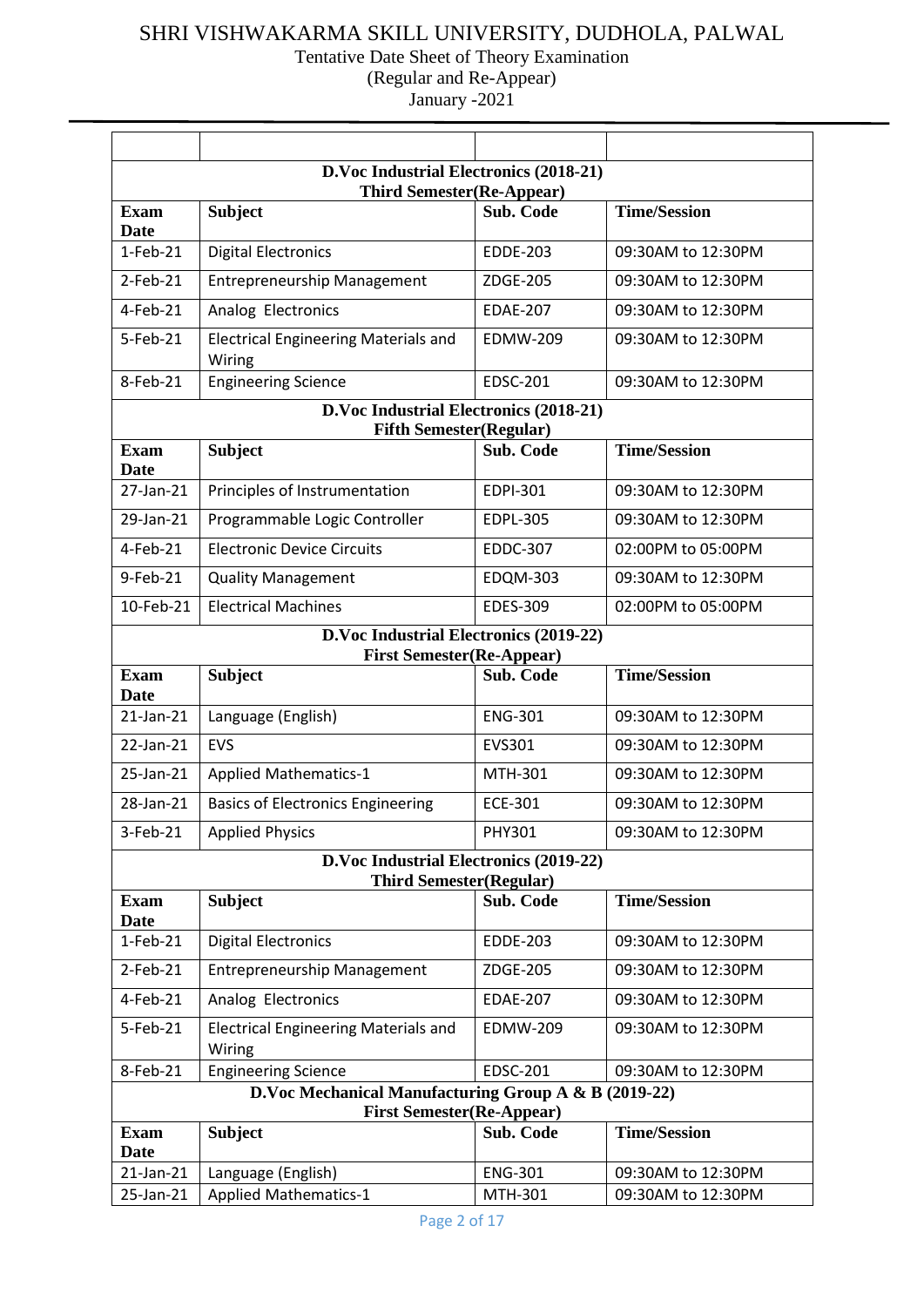# SHRI VISHWAKARMA SKILL UNIVERSITY, DUDHOLA, PALWAL

Tentative Date Sheet of Theory Examination
(Regular and Re-Appear)
January -2021

| | | | |
|---|---|---|---|
| **D.Voc Industrial Electronics (2018-21) Third Semester(Re-Appear)** | | | |
| **Exam Date** | **Subject** | **Sub. Code** | **Time/Session** |
| 1-Feb-21 | Digital Electronics | EDDE-203 | 09:30AM to 12:30PM |
| 2-Feb-21 | Entrepreneurship Management | ZDGE-205 | 09:30AM to 12:30PM |
| 4-Feb-21 | Analog Electronics | EDAE-207 | 09:30AM to 12:30PM |
| 5-Feb-21 | Electrical Engineering Materials and Wiring | EDMW-209 | 09:30AM to 12:30PM |
| 8-Feb-21 | Engineering Science | EDSC-201 | 09:30AM to 12:30PM |
| **D.Voc Industrial Electronics (2018-21) Fifth Semester(Regular)** | | | |
| **Exam Date** | **Subject** | **Sub. Code** | **Time/Session** |
| 27-Jan-21 | Principles of Instrumentation | EDPI-301 | 09:30AM to 12:30PM |
| 29-Jan-21 | Programmable Logic Controller | EDPL-305 | 09:30AM to 12:30PM |
| 4-Feb-21 | Electronic Device Circuits | EDDC-307 | 02:00PM to 05:00PM |
| 9-Feb-21 | Quality Management | EDQM-303 | 09:30AM to 12:30PM |
| 10-Feb-21 | Electrical Machines | EDES-309 | 02:00PM to 05:00PM |
| **D.Voc Industrial Electronics (2019-22) First Semester(Re-Appear)** | | | |
| **Exam Date** | **Subject** | **Sub. Code** | **Time/Session** |
| 21-Jan-21 | Language (English) | ENG-301 | 09:30AM to 12:30PM |
| 22-Jan-21 | EVS | EVS301 | 09:30AM to 12:30PM |
| 25-Jan-21 | Applied Mathematics-1 | MTH-301 | 09:30AM to 12:30PM |
| 28-Jan-21 | Basics of Electronics Engineering | ECE-301 | 09:30AM to 12:30PM |
| 3-Feb-21 | Applied Physics | PHY301 | 09:30AM to 12:30PM |
| **D.Voc Industrial Electronics (2019-22) Third Semester(Regular)** | | | |
| **Exam Date** | **Subject** | **Sub. Code** | **Time/Session** |
| 1-Feb-21 | Digital Electronics | EDDE-203 | 09:30AM to 12:30PM |
| 2-Feb-21 | Entrepreneurship Management | ZDGE-205 | 09:30AM to 12:30PM |
| 4-Feb-21 | Analog Electronics | EDAE-207 | 09:30AM to 12:30PM |
| 5-Feb-21 | Electrical Engineering Materials and Wiring | EDMW-209 | 09:30AM to 12:30PM |
| 8-Feb-21 | Engineering Science | EDSC-201 | 09:30AM to 12:30PM |
| **D.Voc Mechanical Manufacturing Group A & B (2019-22) First Semester(Re-Appear)** | | | |
| **Exam Date** | **Subject** | **Sub. Code** | **Time/Session** |
| 21-Jan-21 | Language (English) | ENG-301 | 09:30AM to 12:30PM |
| 25-Jan-21 | Applied Mathematics-1 | MTH-301 | 09:30AM to 12:30PM |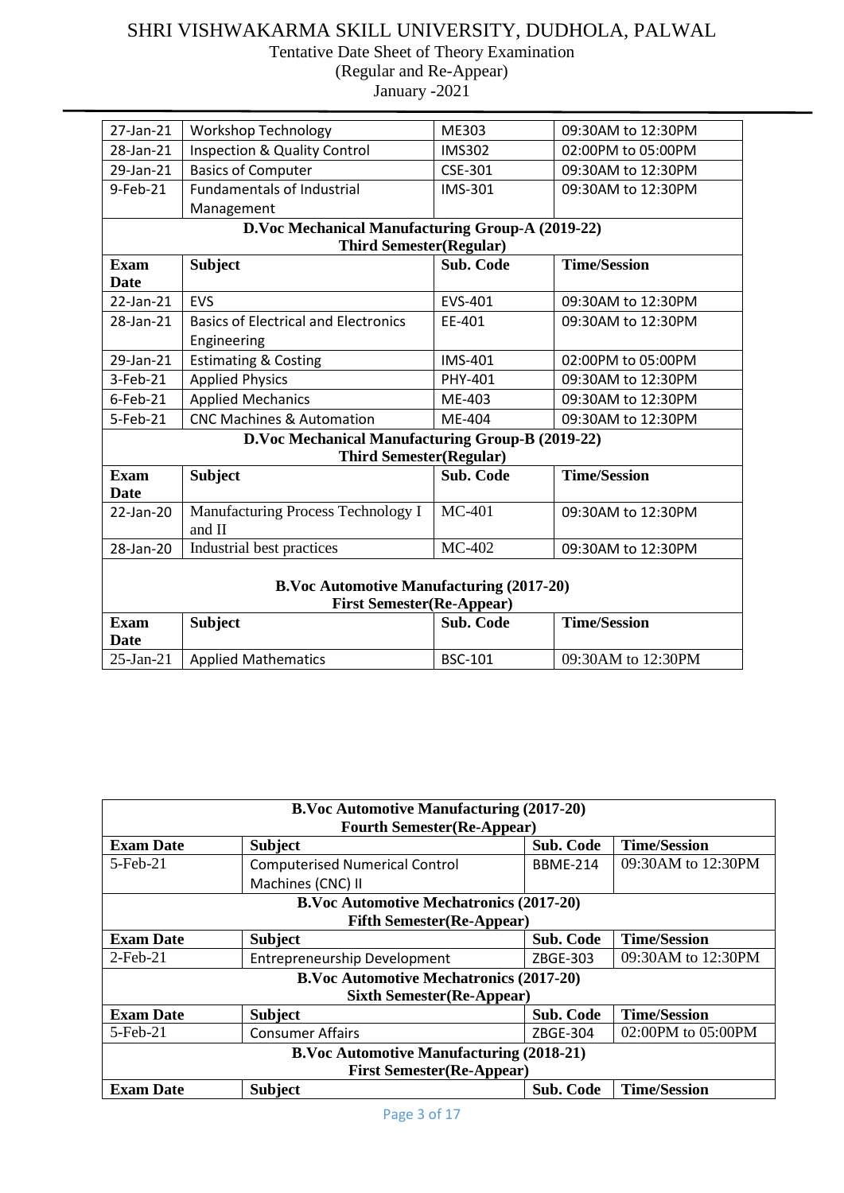# SHRI VISHWAKARMA SKILL UNIVERSITY, DUDHOLA, PALWAL

Tentative Date Sheet of Theory Examination

(Regular and Re-Appear)

January -2021

| | | | |
|---|---|---|---|
| 27-Jan-21 | Workshop Technology | ME303 | 09:30AM to 12:30PM |
| 28-Jan-21 | Inspection & Quality Control | IMS302 | 02:00PM to 05:00PM |
| 29-Jan-21 | Basics of Computer | CSE-301 | 09:30AM to 12:30PM |
| 9-Feb-21 | Fundamentals of Industrial Management | IMS-301 | 09:30AM to 12:30PM |

**D.Voc Mechanical Manufacturing Group-A (2019-22)**
**Third Semester(Regular)**

| Exam Date | Subject | Sub. Code | Time/Session |
|---|---|---|---|
| 22-Jan-21 | EVS | EVS-401 | 09:30AM to 12:30PM |
| 28-Jan-21 | Basics of Electrical and Electronics Engineering | EE-401 | 09:30AM to 12:30PM |
| 29-Jan-21 | Estimating & Costing | IMS-401 | 02:00PM to 05:00PM |
| 3-Feb-21 | Applied Physics | PHY-401 | 09:30AM to 12:30PM |
| 6-Feb-21 | Applied Mechanics | ME-403 | 09:30AM to 12:30PM |
| 5-Feb-21 | CNC Machines & Automation | ME-404 | 09:30AM to 12:30PM |

**D.Voc Mechanical Manufacturing Group-B (2019-22)**
**Third Semester(Regular)**

| Exam Date | Subject | Sub. Code | Time/Session |
|---|---|---|---|
| 22-Jan-20 | Manufacturing Process Technology I and II | MC-401 | 09:30AM to 12:30PM |
| 28-Jan-20 | Industrial best practices | MC-402 | 09:30AM to 12:30PM |

**B.Voc Automotive Manufacturing (2017-20)**
**First Semester(Re-Appear)**

| Exam Date | Subject | Sub. Code | Time/Session |
|---|---|---|---|
| 25-Jan-21 | Applied Mathematics | BSC-101 | 09:30AM to 12:30PM |

**B.Voc Automotive Manufacturing (2017-20)**
**Fourth Semester(Re-Appear)**

| Exam Date | Subject | Sub. Code | Time/Session |
|---|---|---|---|
| 5-Feb-21 | Computerised Numerical Control Machines (CNC) II | BBME-214 | 09:30AM to 12:30PM |

**B.Voc Automotive Mechatronics (2017-20)**
**Fifth Semester(Re-Appear)**

| Exam Date | Subject | Sub. Code | Time/Session |
|---|---|---|---|
| 2-Feb-21 | Entrepreneurship Development | ZBGE-303 | 09:30AM to 12:30PM |

**B.Voc Automotive Mechatronics (2017-20)**
**Sixth Semester(Re-Appear)**

| Exam Date | Subject | Sub. Code | Time/Session |
|---|---|---|---|
| 5-Feb-21 | Consumer Affairs | ZBGE-304 | 02:00PM to 05:00PM |

**B.Voc Automotive Manufacturing (2018-21)**
**First Semester(Re-Appear)**

| Exam Date | Subject | Sub. Code | Time/Session |
|---|---|---|---|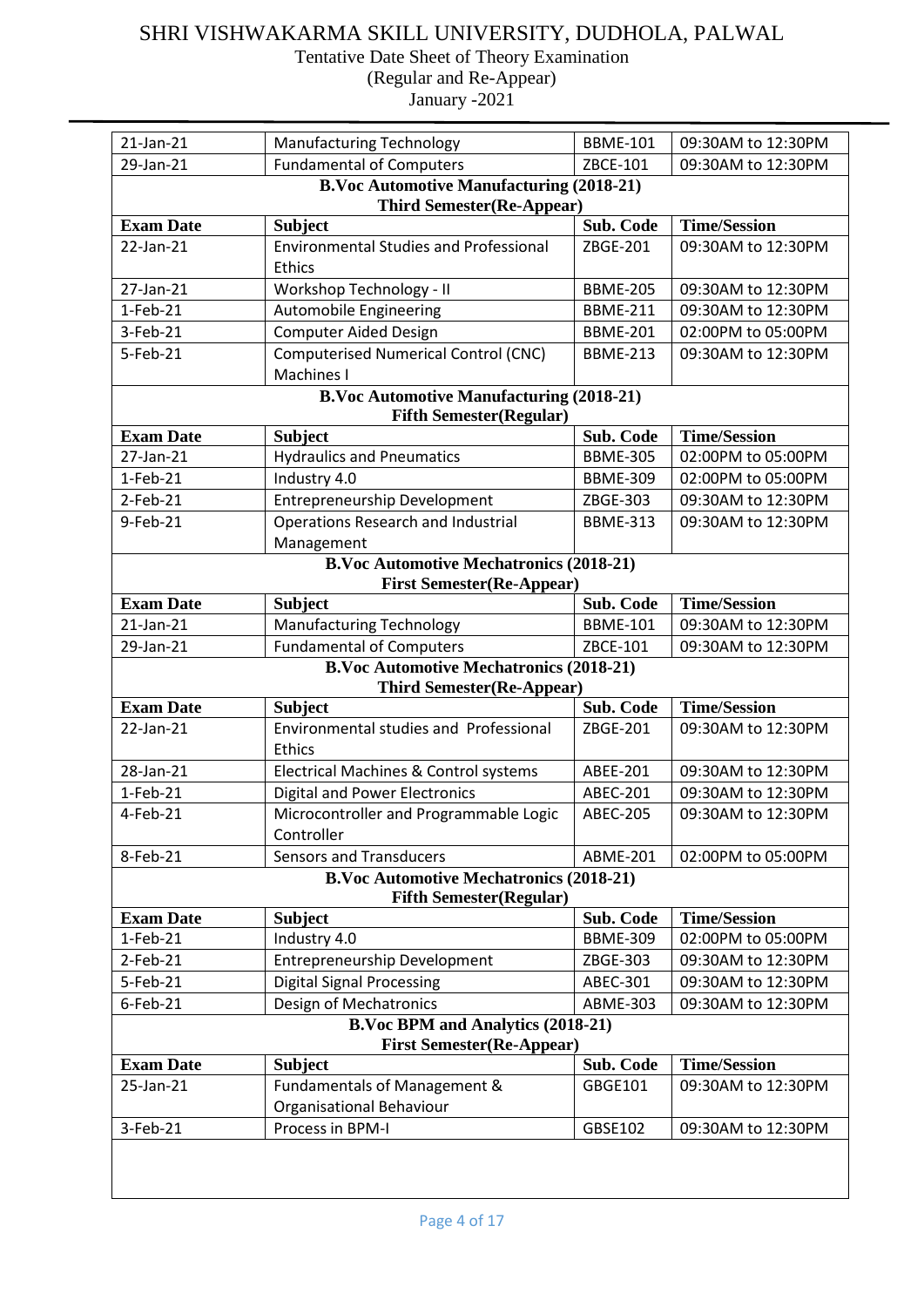# SHRI VISHWAKARMA SKILL UNIVERSITY, DUDHOLA, PALWAL

Tentative Date Sheet of Theory Examination
(Regular and Re-Appear)
January -2021

| 21-Jan-21 | Manufacturing Technology | BBME-101 | 09:30AM to 12:30PM |
|---|---|---|---|
| 29-Jan-21 | Fundamental of Computers | ZBCE-101 | 09:30AM to 12:30PM |

**B.Voc Automotive Manufacturing (2018-21)**
**Third Semester(Re-Appear)**

| Exam Date | Subject | Sub. Code | Time/Session |
|---|---|---|---|
| 22-Jan-21 | Environmental Studies and Professional Ethics | ZBGE-201 | 09:30AM to 12:30PM |
| 27-Jan-21 | Workshop Technology - II | BBME-205 | 09:30AM to 12:30PM |
| 1-Feb-21 | Automobile Engineering | BBME-211 | 09:30AM to 12:30PM |
| 3-Feb-21 | Computer Aided Design | BBME-201 | 02:00PM to 05:00PM |
| 5-Feb-21 | Computerised Numerical Control (CNC) Machines I | BBME-213 | 09:30AM to 12:30PM |

**B.Voc Automotive Manufacturing (2018-21)**
**Fifth Semester(Regular)**

| Exam Date | Subject | Sub. Code | Time/Session |
|---|---|---|---|
| 27-Jan-21 | Hydraulics and Pneumatics | BBME-305 | 02:00PM to 05:00PM |
| 1-Feb-21 | Industry 4.0 | BBME-309 | 02:00PM to 05:00PM |
| 2-Feb-21 | Entrepreneurship Development | ZBGE-303 | 09:30AM to 12:30PM |
| 9-Feb-21 | Operations Research and Industrial Management | BBME-313 | 09:30AM to 12:30PM |

**B.Voc Automotive Mechatronics (2018-21)**
**First Semester(Re-Appear)**

| Exam Date | Subject | Sub. Code | Time/Session |
|---|---|---|---|
| 21-Jan-21 | Manufacturing Technology | BBME-101 | 09:30AM to 12:30PM |
| 29-Jan-21 | Fundamental of Computers | ZBCE-101 | 09:30AM to 12:30PM |

**B.Voc Automotive Mechatronics (2018-21)**
**Third Semester(Re-Appear)**

| Exam Date | Subject | Sub. Code | Time/Session |
|---|---|---|---|
| 22-Jan-21 | Environmental studies and Professional Ethics | ZBGE-201 | 09:30AM to 12:30PM |
| 28-Jan-21 | Electrical Machines & Control systems | ABEE-201 | 09:30AM to 12:30PM |
| 1-Feb-21 | Digital and Power Electronics | ABEC-201 | 09:30AM to 12:30PM |
| 4-Feb-21 | Microcontroller and Programmable Logic Controller | ABEC-205 | 09:30AM to 12:30PM |
| 8-Feb-21 | Sensors and Transducers | ABME-201 | 02:00PM to 05:00PM |

**B.Voc Automotive Mechatronics (2018-21)**
**Fifth Semester(Regular)**

| Exam Date | Subject | Sub. Code | Time/Session |
|---|---|---|---|
| 1-Feb-21 | Industry 4.0 | BBME-309 | 02:00PM to 05:00PM |
| 2-Feb-21 | Entrepreneurship Development | ZBGE-303 | 09:30AM to 12:30PM |
| 5-Feb-21 | Digital Signal Processing | ABEC-301 | 09:30AM to 12:30PM |
| 6-Feb-21 | Design of Mechatronics | ABME-303 | 09:30AM to 12:30PM |

**B.Voc BPM and Analytics (2018-21)**
**First Semester(Re-Appear)**

| Exam Date | Subject | Sub. Code | Time/Session |
|---|---|---|---|
| 25-Jan-21 | Fundamentals of Management & Organisational Behaviour | GBGE101 | 09:30AM to 12:30PM |
| 3-Feb-21 | Process in BPM-I | GBSE102 | 09:30AM to 12:30PM |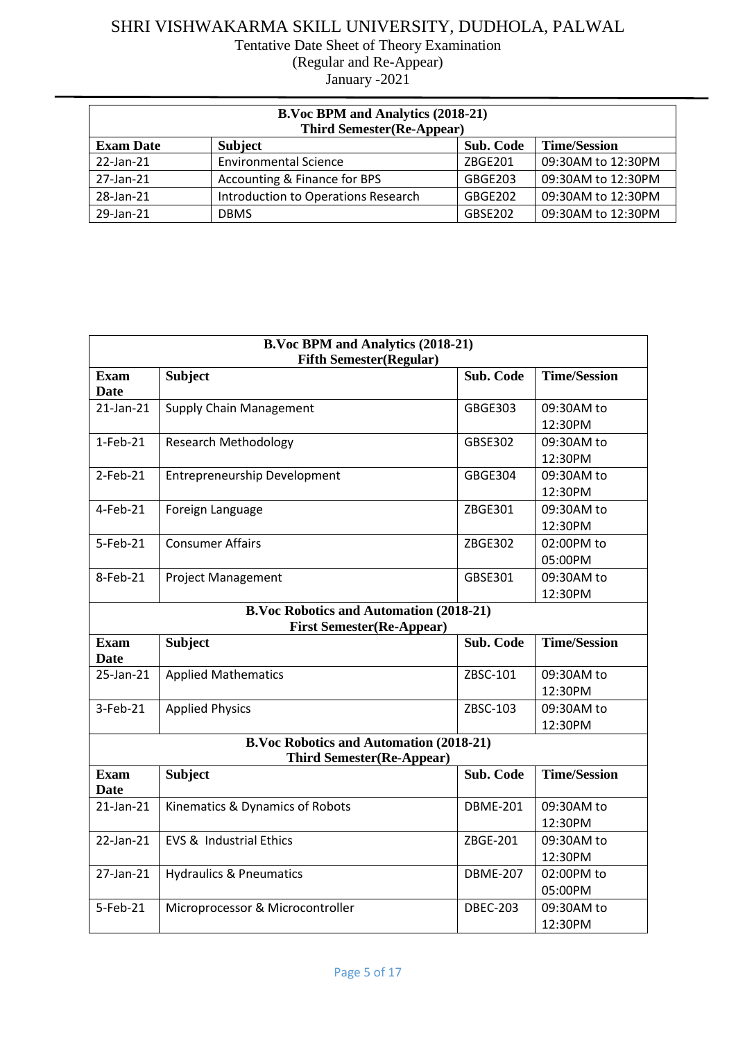# SHRI VISHWAKARMA SKILL UNIVERSITY, DUDHOLA, PALWAL

Tentative Date Sheet of Theory Examination
(Regular and Re-Appear)
January -2021

| B.Voc BPM and Analytics (2018-21) Third Semester(Re-Appear) | | | |
|---|---|---|---|
| **Exam Date** | **Subject** | **Sub. Code** | **Time/Session** |
| 22-Jan-21 | Environmental Science | ZBGE201 | 09:30AM to 12:30PM |
| 27-Jan-21 | Accounting & Finance for BPS | GBGE203 | 09:30AM to 12:30PM |
| 28-Jan-21 | Introduction to Operations Research | GBGE202 | 09:30AM to 12:30PM |
| 29-Jan-21 | DBMS | GBSE202 | 09:30AM to 12:30PM |

| B.Voc BPM and Analytics (2018-21) Fifth Semester(Regular) | | | |
|---|---|---|---|
| **Exam Date** | **Subject** | **Sub. Code** | **Time/Session** |
| 21-Jan-21 | Supply Chain Management | GBGE303 | 09:30AM to 12:30PM |
| 1-Feb-21 | Research Methodology | GBSE302 | 09:30AM to 12:30PM |
| 2-Feb-21 | Entrepreneurship Development | GBGE304 | 09:30AM to 12:30PM |
| 4-Feb-21 | Foreign Language | ZBGE301 | 09:30AM to 12:30PM |
| 5-Feb-21 | Consumer Affairs | ZBGE302 | 02:00PM to 05:00PM |
| 8-Feb-21 | Project Management | GBSE301 | 09:30AM to 12:30PM |
| **B.Voc Robotics and Automation (2018-21) First Semester(Re-Appear)** | | | |
| **Exam Date** | **Subject** | **Sub. Code** | **Time/Session** |
| 25-Jan-21 | Applied Mathematics | ZBSC-101 | 09:30AM to 12:30PM |
| 3-Feb-21 | Applied Physics | ZBSC-103 | 09:30AM to 12:30PM |
| **B.Voc Robotics and Automation (2018-21) Third Semester(Re-Appear)** | | | |
| **Exam Date** | **Subject** | **Sub. Code** | **Time/Session** |
| 21-Jan-21 | Kinematics & Dynamics of Robots | DBME-201 | 09:30AM to 12:30PM |
| 22-Jan-21 | EVS & Industrial Ethics | ZBGE-201 | 09:30AM to 12:30PM |
| 27-Jan-21 | Hydraulics & Pneumatics | DBME-207 | 02:00PM to 05:00PM |
| 5-Feb-21 | Microprocessor & Microcontroller | DBEC-203 | 09:30AM to 12:30PM |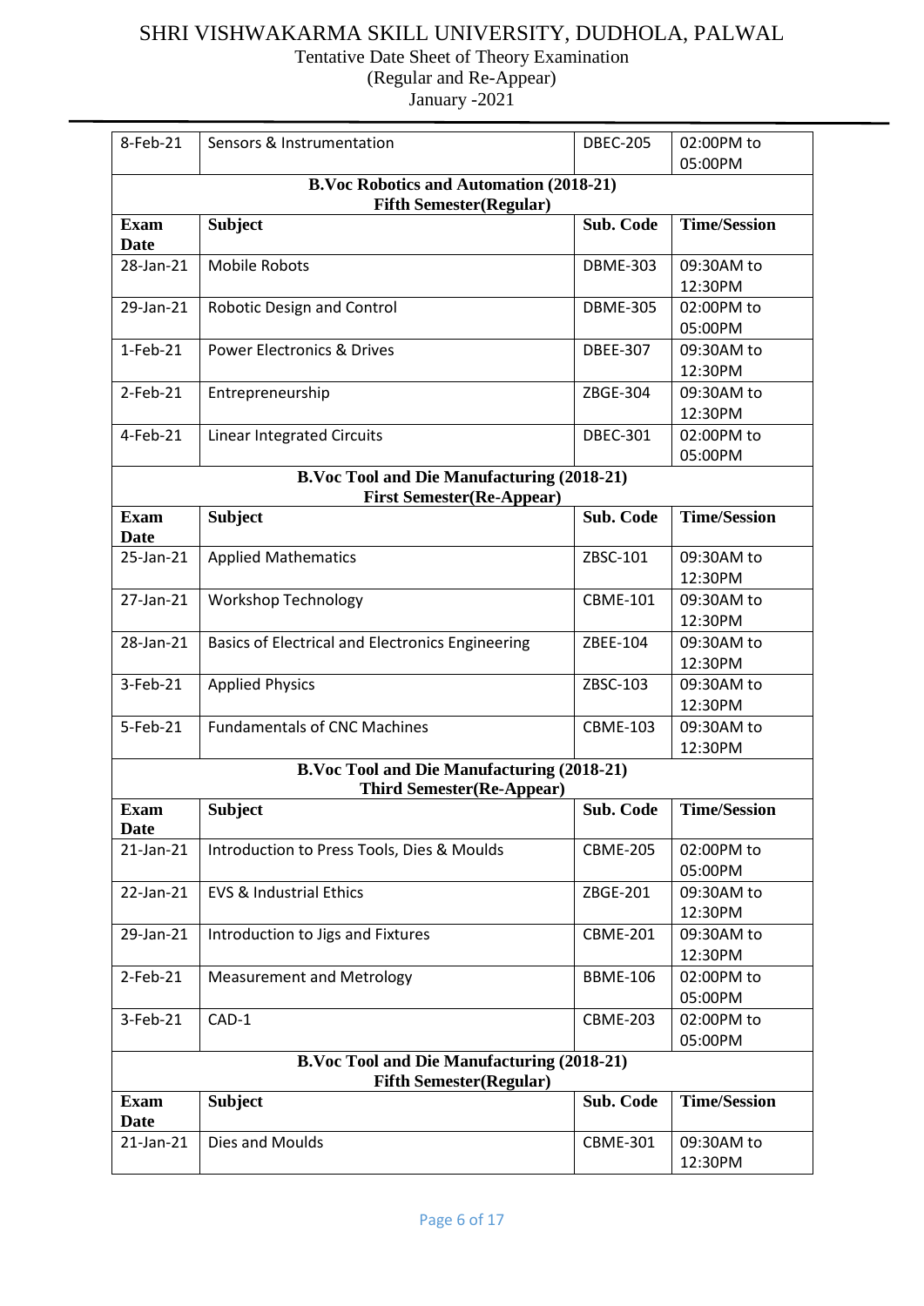# SHRI VISHWAKARMA SKILL UNIVERSITY, DUDHOLA, PALWAL

Tentative Date Sheet of Theory Examination

(Regular and Re-Appear)

January -2021

| 8-Feb-21 | Sensors & Instrumentation | DBEC-205 | 02:00PM to 05:00PM |
|---|---|---|---|
| **B.Voc Robotics and Automation (2018-21) Fifth Semester(Regular)** | | | |
| **Exam Date** | **Subject** | **Sub. Code** | **Time/Session** |
| 28-Jan-21 | Mobile Robots | DBME-303 | 09:30AM to 12:30PM |
| 29-Jan-21 | Robotic Design and Control | DBME-305 | 02:00PM to 05:00PM |
| 1-Feb-21 | Power Electronics & Drives | DBEE-307 | 09:30AM to 12:30PM |
| 2-Feb-21 | Entrepreneurship | ZBGE-304 | 09:30AM to 12:30PM |
| 4-Feb-21 | Linear Integrated Circuits | DBEC-301 | 02:00PM to 05:00PM |
| **B.Voc Tool and Die Manufacturing (2018-21) First Semester(Re-Appear)** | | | |
| **Exam Date** | **Subject** | **Sub. Code** | **Time/Session** |
| 25-Jan-21 | Applied Mathematics | ZBSC-101 | 09:30AM to 12:30PM |
| 27-Jan-21 | Workshop Technology | CBME-101 | 09:30AM to 12:30PM |
| 28-Jan-21 | Basics of Electrical and Electronics Engineering | ZBEE-104 | 09:30AM to 12:30PM |
| 3-Feb-21 | Applied Physics | ZBSC-103 | 09:30AM to 12:30PM |
| 5-Feb-21 | Fundamentals of CNC Machines | CBME-103 | 09:30AM to 12:30PM |
| **B.Voc Tool and Die Manufacturing (2018-21) Third Semester(Re-Appear)** | | | |
| **Exam Date** | **Subject** | **Sub. Code** | **Time/Session** |
| 21-Jan-21 | Introduction to Press Tools, Dies & Moulds | CBME-205 | 02:00PM to 05:00PM |
| 22-Jan-21 | EVS & Industrial Ethics | ZBGE-201 | 09:30AM to 12:30PM |
| 29-Jan-21 | Introduction to Jigs and Fixtures | CBME-201 | 09:30AM to 12:30PM |
| 2-Feb-21 | Measurement and Metrology | BBME-106 | 02:00PM to 05:00PM |
| 3-Feb-21 | CAD-1 | CBME-203 | 02:00PM to 05:00PM |
| **B.Voc Tool and Die Manufacturing (2018-21) Fifth Semester(Regular)** | | | |
| **Exam Date** | **Subject** | **Sub. Code** | **Time/Session** |
| 21-Jan-21 | Dies and Moulds | CBME-301 | 09:30AM to 12:30PM |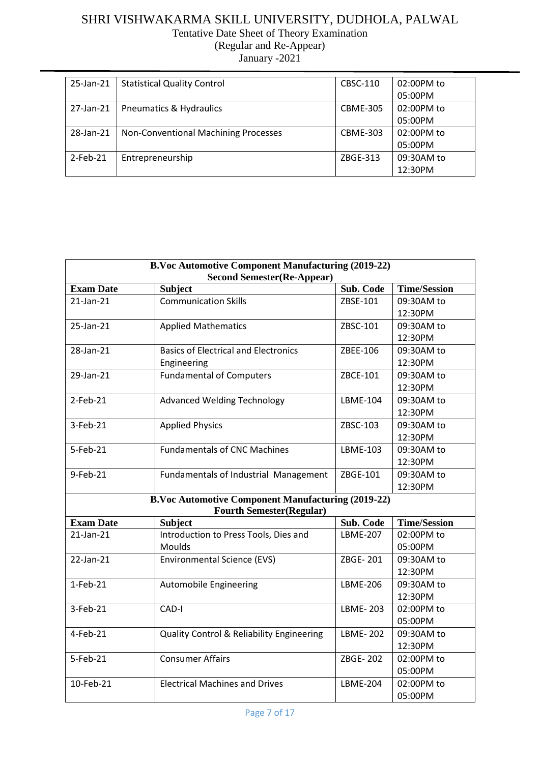# SHRI VISHWAKARMA SKILL UNIVERSITY, DUDHOLA, PALWAL

Tentative Date Sheet of Theory Examination
(Regular and Re-Appear)
January -2021

| | | | |
|---|---|---|---|
| 25-Jan-21 | Statistical Quality Control | CBSC-110 | 02:00PM to 05:00PM |
| 27-Jan-21 | Pneumatics & Hydraulics | CBME-305 | 02:00PM to 05:00PM |
| 28-Jan-21 | Non-Conventional Machining Processes | CBME-303 | 02:00PM to 05:00PM |
| 2-Feb-21 | Entrepreneurship | ZBGE-313 | 09:30AM to 12:30PM |

| **B.Voc Automotive Component Manufacturing (2019-22) Second Semester(Re-Appear)** | | | |
|---|---|---|---|
| **Exam Date** | **Subject** | **Sub. Code** | **Time/Session** |
| 21-Jan-21 | Communication Skills | ZBSE-101 | 09:30AM to 12:30PM |
| 25-Jan-21 | Applied Mathematics | ZBSC-101 | 09:30AM to 12:30PM |
| 28-Jan-21 | Basics of Electrical and Electronics Engineering | ZBEE-106 | 09:30AM to 12:30PM |
| 29-Jan-21 | Fundamental of Computers | ZBCE-101 | 09:30AM to 12:30PM |
| 2-Feb-21 | Advanced Welding Technology | LBME-104 | 09:30AM to 12:30PM |
| 3-Feb-21 | Applied Physics | ZBSC-103 | 09:30AM to 12:30PM |
| 5-Feb-21 | Fundamentals of CNC Machines | LBME-103 | 09:30AM to 12:30PM |
| 9-Feb-21 | Fundamentals of Industrial Management | ZBGE-101 | 09:30AM to 12:30PM |
| **B.Voc Automotive Component Manufacturing (2019-22) Fourth Semester(Regular)** | | | |
| **Exam Date** | **Subject** | **Sub. Code** | **Time/Session** |
| 21-Jan-21 | Introduction to Press Tools, Dies and Moulds | LBME-207 | 02:00PM to 05:00PM |
| 22-Jan-21 | Environmental Science (EVS) | ZBGE- 201 | 09:30AM to 12:30PM |
| 1-Feb-21 | Automobile Engineering | LBME-206 | 09:30AM to 12:30PM |
| 3-Feb-21 | CAD-I | LBME- 203 | 02:00PM to 05:00PM |
| 4-Feb-21 | Quality Control & Reliability Engineering | LBME- 202 | 09:30AM to 12:30PM |
| 5-Feb-21 | Consumer Affairs | ZBGE- 202 | 02:00PM to 05:00PM |
| 10-Feb-21 | Electrical Machines and Drives | LBME-204 | 02:00PM to 05:00PM |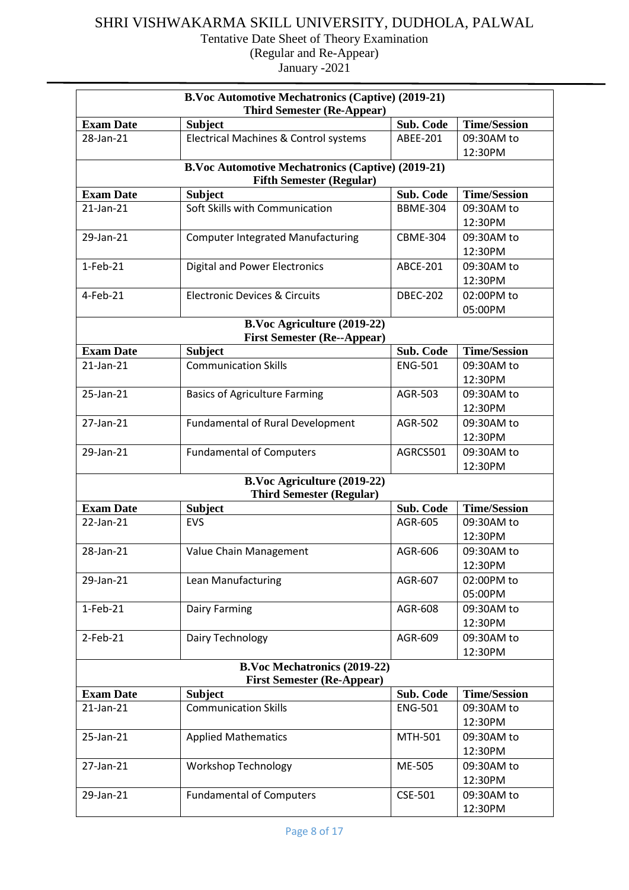# SHRI VISHWAKARMA SKILL UNIVERSITY, DUDHOLA, PALWAL

Tentative Date Sheet of Theory Examination

(Regular and Re-Appear)

January -2021

| B.Voc Automotive Mechatronics (Captive) (2019-21) Third Semester (Re-Appear) | | | |
|---|---|---|---|
| **Exam Date** | **Subject** | **Sub. Code** | **Time/Session** |
| 28-Jan-21 | Electrical Machines & Control systems | ABEE-201 | 09:30AM to 12:30PM |
| **B.Voc Automotive Mechatronics (Captive) (2019-21) Fifth Semester (Regular)** | | | |
| **Exam Date** | **Subject** | **Sub. Code** | **Time/Session** |
| 21-Jan-21 | Soft Skills with Communication | BBME-304 | 09:30AM to 12:30PM |
| 29-Jan-21 | Computer Integrated Manufacturing | CBME-304 | 09:30AM to 12:30PM |
| 1-Feb-21 | Digital and Power Electronics | ABCE-201 | 09:30AM to 12:30PM |
| 4-Feb-21 | Electronic Devices & Circuits | DBEC-202 | 02:00PM to 05:00PM |
| **B.Voc Agriculture (2019-22) First Semester (Re--Appear)** | | | |
| **Exam Date** | **Subject** | **Sub. Code** | **Time/Session** |
| 21-Jan-21 | Communication Skills | ENG-501 | 09:30AM to 12:30PM |
| 25-Jan-21 | Basics of Agriculture Farming | AGR-503 | 09:30AM to 12:30PM |
| 27-Jan-21 | Fundamental of Rural Development | AGR-502 | 09:30AM to 12:30PM |
| 29-Jan-21 | Fundamental of Computers | AGRCS501 | 09:30AM to 12:30PM |
| **B.Voc Agriculture (2019-22) Third Semester (Regular)** | | | |
| **Exam Date** | **Subject** | **Sub. Code** | **Time/Session** |
| 22-Jan-21 | EVS | AGR-605 | 09:30AM to 12:30PM |
| 28-Jan-21 | Value Chain Management | AGR-606 | 09:30AM to 12:30PM |
| 29-Jan-21 | Lean Manufacturing | AGR-607 | 02:00PM to 05:00PM |
| 1-Feb-21 | Dairy Farming | AGR-608 | 09:30AM to 12:30PM |
| 2-Feb-21 | Dairy Technology | AGR-609 | 09:30AM to 12:30PM |
| **B.Voc Mechatronics (2019-22) First Semester (Re-Appear)** | | | |
| **Exam Date** | **Subject** | **Sub. Code** | **Time/Session** |
| 21-Jan-21 | Communication Skills | ENG-501 | 09:30AM to 12:30PM |
| 25-Jan-21 | Applied Mathematics | MTH-501 | 09:30AM to 12:30PM |
| 27-Jan-21 | Workshop Technology | ME-505 | 09:30AM to 12:30PM |
| 29-Jan-21 | Fundamental of Computers | CSE-501 | 09:30AM to 12:30PM |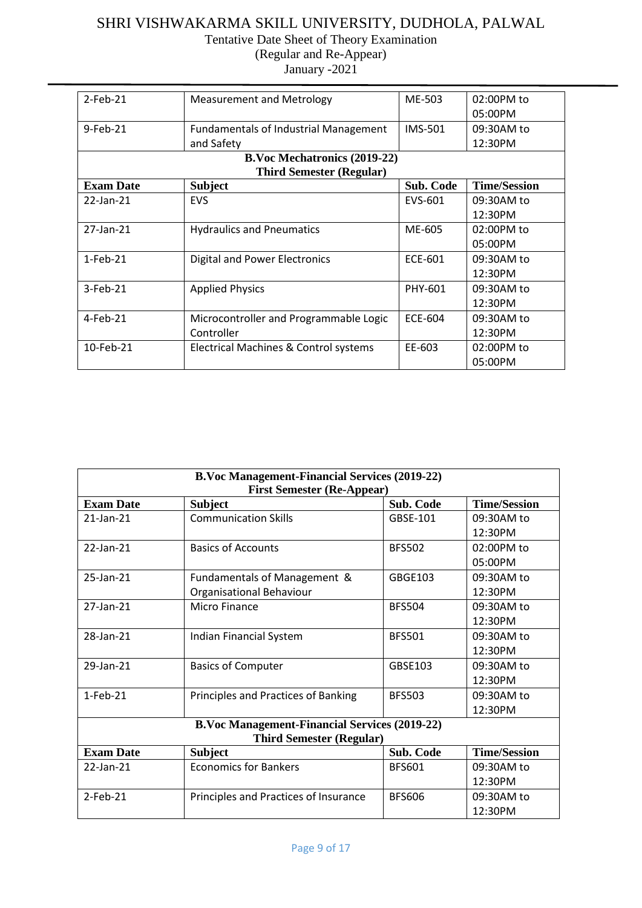| Exam Date | Subject | Sub. Code | Time/Session |
|---|---|---|---|
| 2-Feb-21 | Measurement and Metrology | ME-503 | 02:00PM to 05:00PM |
| 9-Feb-21 | Fundamentals of Industrial Management and Safety | IMS-501 | 09:30AM to 12:30PM |

**B.Voc Mechatronics (2019-22)**
**Third Semester (Regular)**

| Exam Date | Subject | Sub. Code | Time/Session |
|---|---|---|---|
| 22-Jan-21 | EVS | EVS-601 | 09:30AM to 12:30PM |
| 27-Jan-21 | Hydraulics and Pneumatics | ME-605 | 02:00PM to 05:00PM |
| 1-Feb-21 | Digital and Power Electronics | ECE-601 | 09:30AM to 12:30PM |
| 3-Feb-21 | Applied Physics | PHY-601 | 09:30AM to 12:30PM |
| 4-Feb-21 | Microcontroller and Programmable Logic Controller | ECE-604 | 09:30AM to 12:30PM |
| 10-Feb-21 | Electrical Machines & Control systems | EE-603 | 02:00PM to 05:00PM |

**B.Voc Management-Financial Services (2019-22)**
**First Semester (Re-Appear)**

| Exam Date | Subject | Sub. Code | Time/Session |
|---|---|---|---|
| 21-Jan-21 | Communication Skills | GBSE-101 | 09:30AM to 12:30PM |
| 22-Jan-21 | Basics of Accounts | BFS502 | 02:00PM to 05:00PM |
| 25-Jan-21 | Fundamentals of Management & Organisational Behaviour | GBGE103 | 09:30AM to 12:30PM |
| 27-Jan-21 | Micro Finance | BFS504 | 09:30AM to 12:30PM |
| 28-Jan-21 | Indian Financial System | BFS501 | 09:30AM to 12:30PM |
| 29-Jan-21 | Basics of Computer | GBSE103 | 09:30AM to 12:30PM |
| 1-Feb-21 | Principles and Practices of Banking | BFS503 | 09:30AM to 12:30PM |

**B.Voc Management-Financial Services (2019-22)**
**Third Semester (Regular)**

| Exam Date | Subject | Sub. Code | Time/Session |
|---|---|---|---|
| 22-Jan-21 | Economics for Bankers | BFS601 | 09:30AM to 12:30PM |
| 2-Feb-21 | Principles and Practices of Insurance | BFS606 | 09:30AM to 12:30PM |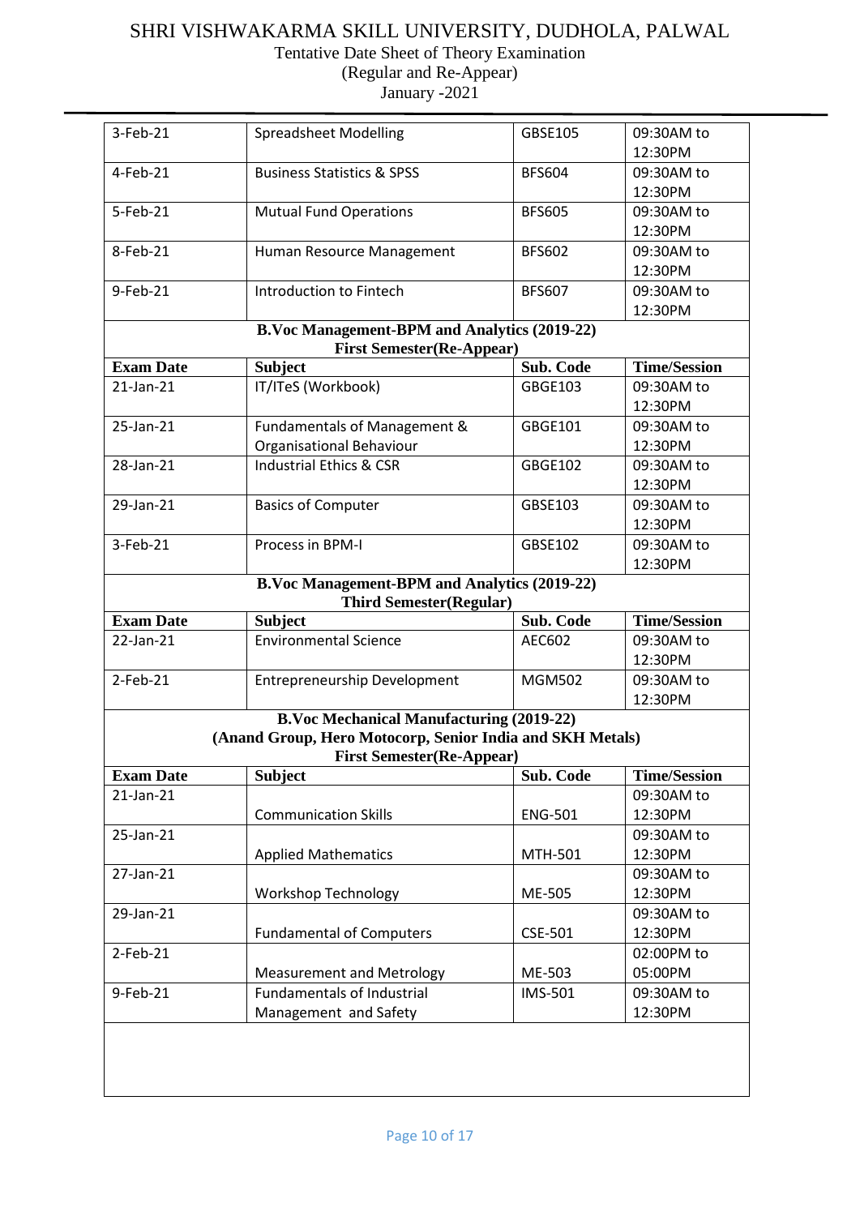# SHRI VISHWAKARMA SKILL UNIVERSITY, DUDHOLA, PALWAL

Tentative Date Sheet of Theory Examination

(Regular and Re-Appear)

January -2021

| | | | |
|---|---|---|---|
| 3-Feb-21 | Spreadsheet Modelling | GBSE105 | 09:30AM to 12:30PM |
| 4-Feb-21 | Business Statistics & SPSS | BFS604 | 09:30AM to 12:30PM |
| 5-Feb-21 | Mutual Fund Operations | BFS605 | 09:30AM to 12:30PM |
| 8-Feb-21 | Human Resource Management | BFS602 | 09:30AM to 12:30PM |
| 9-Feb-21 | Introduction to Fintech | BFS607 | 09:30AM to 12:30PM |

**B.Voc Management-BPM and Analytics (2019-22)**
**First Semester(Re-Appear)**

| Exam Date | Subject | Sub. Code | Time/Session |
|---|---|---|---|
| 21-Jan-21 | IT/ITeS (Workbook) | GBGE103 | 09:30AM to 12:30PM |
| 25-Jan-21 | Fundamentals of Management & Organisational Behaviour | GBGE101 | 09:30AM to 12:30PM |
| 28-Jan-21 | Industrial Ethics & CSR | GBGE102 | 09:30AM to 12:30PM |
| 29-Jan-21 | Basics of Computer | GBSE103 | 09:30AM to 12:30PM |
| 3-Feb-21 | Process in BPM-I | GBSE102 | 09:30AM to 12:30PM |

**B.Voc Management-BPM and Analytics (2019-22)**
**Third Semester(Regular)**

| Exam Date | Subject | Sub. Code | Time/Session |
|---|---|---|---|
| 22-Jan-21 | Environmental Science | AEC602 | 09:30AM to 12:30PM |
| 2-Feb-21 | Entrepreneurship Development | MGM502 | 09:30AM to 12:30PM |

**B.Voc Mechanical Manufacturing (2019-22)**
**(Anand Group, Hero Motocorp, Senior India and SKH Metals)**
**First Semester(Re-Appear)**

| Exam Date | Subject | Sub. Code | Time/Session |
|---|---|---|---|
| 21-Jan-21 | Communication Skills | ENG-501 | 09:30AM to 12:30PM |
| 25-Jan-21 | Applied Mathematics | MTH-501 | 09:30AM to 12:30PM |
| 27-Jan-21 | Workshop Technology | ME-505 | 09:30AM to 12:30PM |
| 29-Jan-21 | Fundamental of Computers | CSE-501 | 09:30AM to 12:30PM |
| 2-Feb-21 | Measurement and Metrology | ME-503 | 02:00PM to 05:00PM |
| 9-Feb-21 | Fundamentals of Industrial Management and Safety | IMS-501 | 09:30AM to 12:30PM |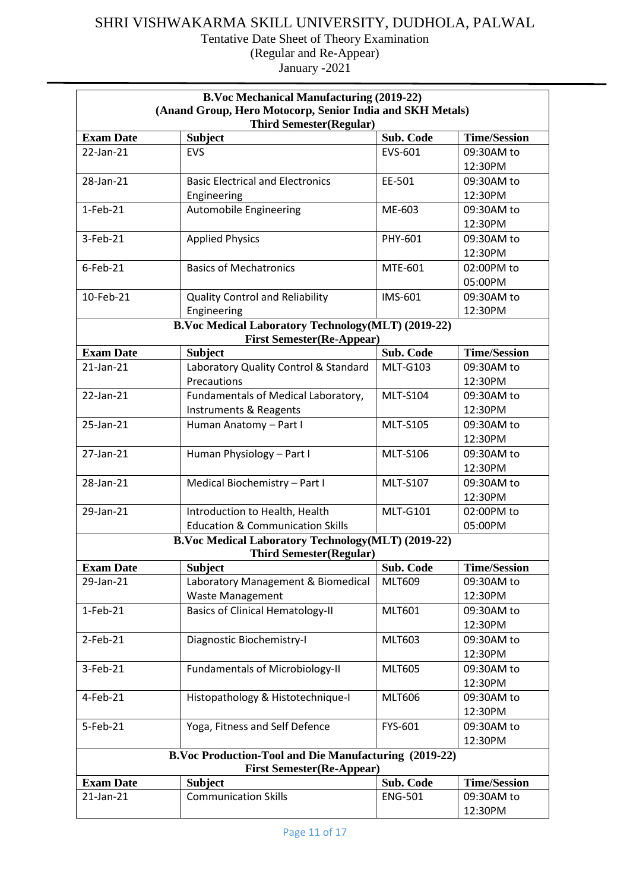# SHRI VISHWAKARMA SKILL UNIVERSITY, DUDHOLA, PALWAL

Tentative Date Sheet of Theory Examination
(Regular and Re-Appear)
January -2021

**B.Voc Mechanical Manufacturing (2019-22)**
**(Anand Group, Hero Motocorp, Senior India and SKH Metals)**
**Third Semester(Regular)**

| Exam Date | Subject | Sub. Code | Time/Session |
|---|---|---|---|
| 22-Jan-21 | EVS | EVS-601 | 09:30AM to 12:30PM |
| 28-Jan-21 | Basic Electrical and Electronics Engineering | EE-501 | 09:30AM to 12:30PM |
| 1-Feb-21 | Automobile Engineering | ME-603 | 09:30AM to 12:30PM |
| 3-Feb-21 | Applied Physics | PHY-601 | 09:30AM to 12:30PM |
| 6-Feb-21 | Basics of Mechatronics | MTE-601 | 02:00PM to 05:00PM |
| 10-Feb-21 | Quality Control and Reliability Engineering | IMS-601 | 09:30AM to 12:30PM |

**B.Voc Medical Laboratory Technology(MLT) (2019-22)**
**First Semester(Re-Appear)**

| Exam Date | Subject | Sub. Code | Time/Session |
|---|---|---|---|
| 21-Jan-21 | Laboratory Quality Control & Standard Precautions | MLT-G103 | 09:30AM to 12:30PM |
| 22-Jan-21 | Fundamentals of Medical Laboratory, Instruments & Reagents | MLT-S104 | 09:30AM to 12:30PM |
| 25-Jan-21 | Human Anatomy – Part I | MLT-S105 | 09:30AM to 12:30PM |
| 27-Jan-21 | Human Physiology – Part I | MLT-S106 | 09:30AM to 12:30PM |
| 28-Jan-21 | Medical Biochemistry – Part I | MLT-S107 | 09:30AM to 12:30PM |
| 29-Jan-21 | Introduction to Health, Health Education & Communication Skills | MLT-G101 | 02:00PM to 05:00PM |

**B.Voc Medical Laboratory Technology(MLT) (2019-22)**
**Third Semester(Regular)**

| Exam Date | Subject | Sub. Code | Time/Session |
|---|---|---|---|
| 29-Jan-21 | Laboratory Management & Biomedical Waste Management | MLT609 | 09:30AM to 12:30PM |
| 1-Feb-21 | Basics of Clinical Hematology-II | MLT601 | 09:30AM to 12:30PM |
| 2-Feb-21 | Diagnostic Biochemistry-I | MLT603 | 09:30AM to 12:30PM |
| 3-Feb-21 | Fundamentals of Microbiology-II | MLT605 | 09:30AM to 12:30PM |
| 4-Feb-21 | Histopathology & Histotechnique-I | MLT606 | 09:30AM to 12:30PM |
| 5-Feb-21 | Yoga, Fitness and Self Defence | FYS-601 | 09:30AM to 12:30PM |

**B.Voc Production-Tool and Die Manufacturing (2019-22)**
**First Semester(Re-Appear)**

| Exam Date | Subject | Sub. Code | Time/Session |
|---|---|---|---|
| 21-Jan-21 | Communication Skills | ENG-501 | 09:30AM to 12:30PM |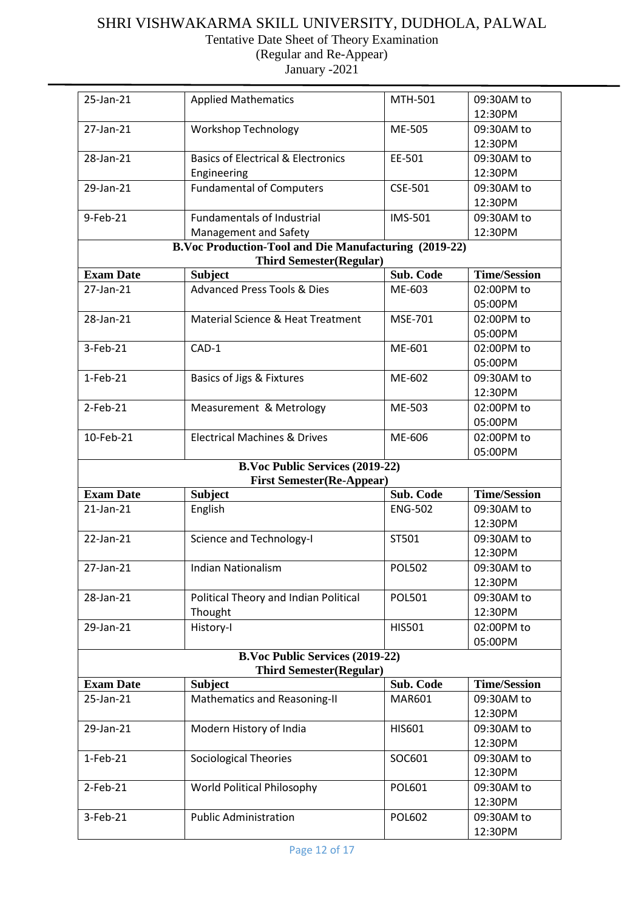# SHRI VISHWAKARMA SKILL UNIVERSITY, DUDHOLA, PALWAL

Tentative Date Sheet of Theory Examination
(Regular and Re-Appear)
January -2021

| | | | |
|---|---|---|---|
| 25-Jan-21 | Applied Mathematics | MTH-501 | 09:30AM to 12:30PM |
| 27-Jan-21 | Workshop Technology | ME-505 | 09:30AM to 12:30PM |
| 28-Jan-21 | Basics of Electrical & Electronics Engineering | EE-501 | 09:30AM to 12:30PM |
| 29-Jan-21 | Fundamental of Computers | CSE-501 | 09:30AM to 12:30PM |
| 9-Feb-21 | Fundamentals of Industrial Management and Safety | IMS-501 | 09:30AM to 12:30PM |

**B.Voc Production-Tool and Die Manufacturing (2019-22)**
**Third Semester(Regular)**

| Exam Date | Subject | Sub. Code | Time/Session |
|---|---|---|---|
| 27-Jan-21 | Advanced Press Tools & Dies | ME-603 | 02:00PM to 05:00PM |
| 28-Jan-21 | Material Science & Heat Treatment | MSE-701 | 02:00PM to 05:00PM |
| 3-Feb-21 | CAD-1 | ME-601 | 02:00PM to 05:00PM |
| 1-Feb-21 | Basics of Jigs & Fixtures | ME-602 | 09:30AM to 12:30PM |
| 2-Feb-21 | Measurement & Metrology | ME-503 | 02:00PM to 05:00PM |
| 10-Feb-21 | Electrical Machines & Drives | ME-606 | 02:00PM to 05:00PM |

**B.Voc Public Services (2019-22)**
**First Semester(Re-Appear)**

| Exam Date | Subject | Sub. Code | Time/Session |
|---|---|---|---|
| 21-Jan-21 | English | ENG-502 | 09:30AM to 12:30PM |
| 22-Jan-21 | Science and Technology-I | ST501 | 09:30AM to 12:30PM |
| 27-Jan-21 | Indian Nationalism | POL502 | 09:30AM to 12:30PM |
| 28-Jan-21 | Political Theory and Indian Political Thought | POL501 | 09:30AM to 12:30PM |
| 29-Jan-21 | History-I | HIS501 | 02:00PM to 05:00PM |

**B.Voc Public Services (2019-22)**
**Third Semester(Regular)**

| Exam Date | Subject | Sub. Code | Time/Session |
|---|---|---|---|
| 25-Jan-21 | Mathematics and Reasoning-II | MAR601 | 09:30AM to 12:30PM |
| 29-Jan-21 | Modern History of India | HIS601 | 09:30AM to 12:30PM |
| 1-Feb-21 | Sociological Theories | SOC601 | 09:30AM to 12:30PM |
| 2-Feb-21 | World Political Philosophy | POL601 | 09:30AM to 12:30PM |
| 3-Feb-21 | Public Administration | POL602 | 09:30AM to 12:30PM |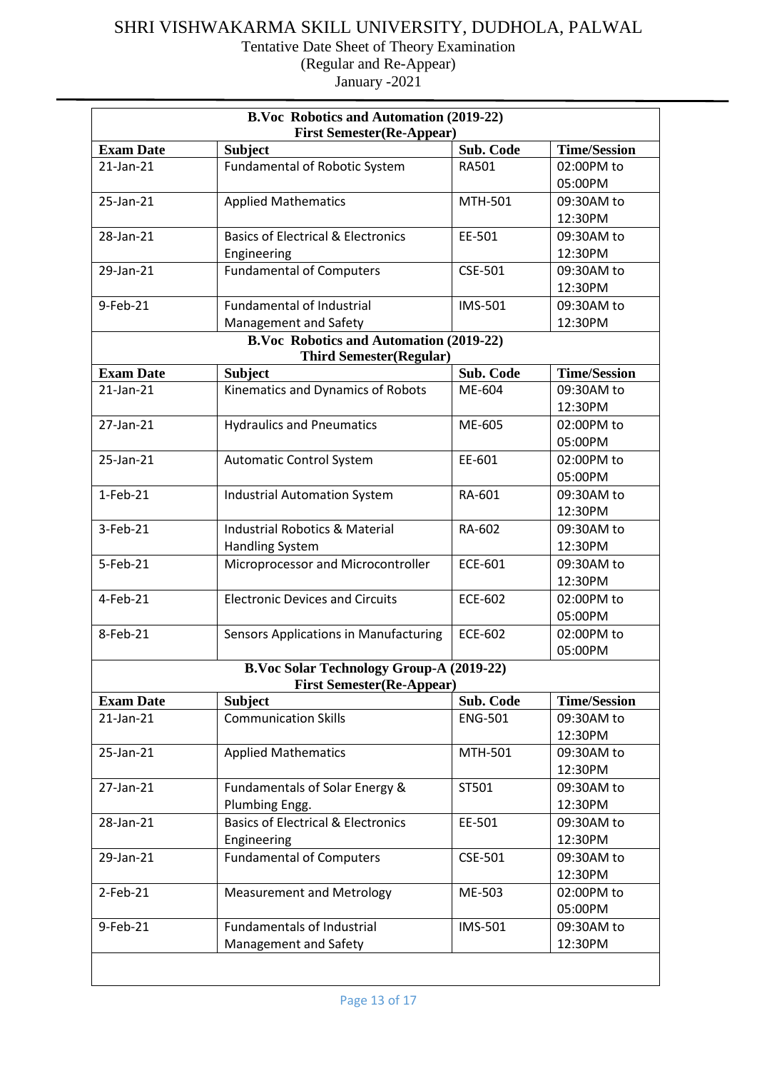# SHRI VISHWAKARMA SKILL UNIVERSITY, DUDHOLA, PALWAL

Tentative Date Sheet of Theory Examination
(Regular and Re-Appear)
January -2021

| **B.Voc Robotics and Automation (2019-22) First Semester(Re-Appear)** | | | |
|---|---|---|---|
| **Exam Date** | **Subject** | **Sub. Code** | **Time/Session** |
| 21-Jan-21 | Fundamental of Robotic System | RA501 | 02:00PM to 05:00PM |
| 25-Jan-21 | Applied Mathematics | MTH-501 | 09:30AM to 12:30PM |
| 28-Jan-21 | Basics of Electrical & Electronics Engineering | EE-501 | 09:30AM to 12:30PM |
| 29-Jan-21 | Fundamental of Computers | CSE-501 | 09:30AM to 12:30PM |
| 9-Feb-21 | Fundamental of Industrial Management and Safety | IMS-501 | 09:30AM to 12:30PM |

| **B.Voc Robotics and Automation (2019-22) Third Semester(Regular)** | | | |
|---|---|---|---|
| **Exam Date** | **Subject** | **Sub. Code** | **Time/Session** |
| 21-Jan-21 | Kinematics and Dynamics of Robots | ME-604 | 09:30AM to 12:30PM |
| 27-Jan-21 | Hydraulics and Pneumatics | ME-605 | 02:00PM to 05:00PM |
| 25-Jan-21 | Automatic Control System | EE-601 | 02:00PM to 05:00PM |
| 1-Feb-21 | Industrial Automation System | RA-601 | 09:30AM to 12:30PM |
| 3-Feb-21 | Industrial Robotics & Material Handling System | RA-602 | 09:30AM to 12:30PM |
| 5-Feb-21 | Microprocessor and Microcontroller | ECE-601 | 09:30AM to 12:30PM |
| 4-Feb-21 | Electronic Devices and Circuits | ECE-602 | 02:00PM to 05:00PM |
| 8-Feb-21 | Sensors Applications in Manufacturing | ECE-602 | 02:00PM to 05:00PM |

| **B.Voc Solar Technology Group-A (2019-22) First Semester(Re-Appear)** | | | |
|---|---|---|---|
| **Exam Date** | **Subject** | **Sub. Code** | **Time/Session** |
| 21-Jan-21 | Communication Skills | ENG-501 | 09:30AM to 12:30PM |
| 25-Jan-21 | Applied Mathematics | MTH-501 | 09:30AM to 12:30PM |
| 27-Jan-21 | Fundamentals of Solar Energy & Plumbing Engg. | ST501 | 09:30AM to 12:30PM |
| 28-Jan-21 | Basics of Electrical & Electronics Engineering | EE-501 | 09:30AM to 12:30PM |
| 29-Jan-21 | Fundamental of Computers | CSE-501 | 09:30AM to 12:30PM |
| 2-Feb-21 | Measurement and Metrology | ME-503 | 02:00PM to 05:00PM |
| 9-Feb-21 | Fundamentals of Industrial Management and Safety | IMS-501 | 09:30AM to 12:30PM |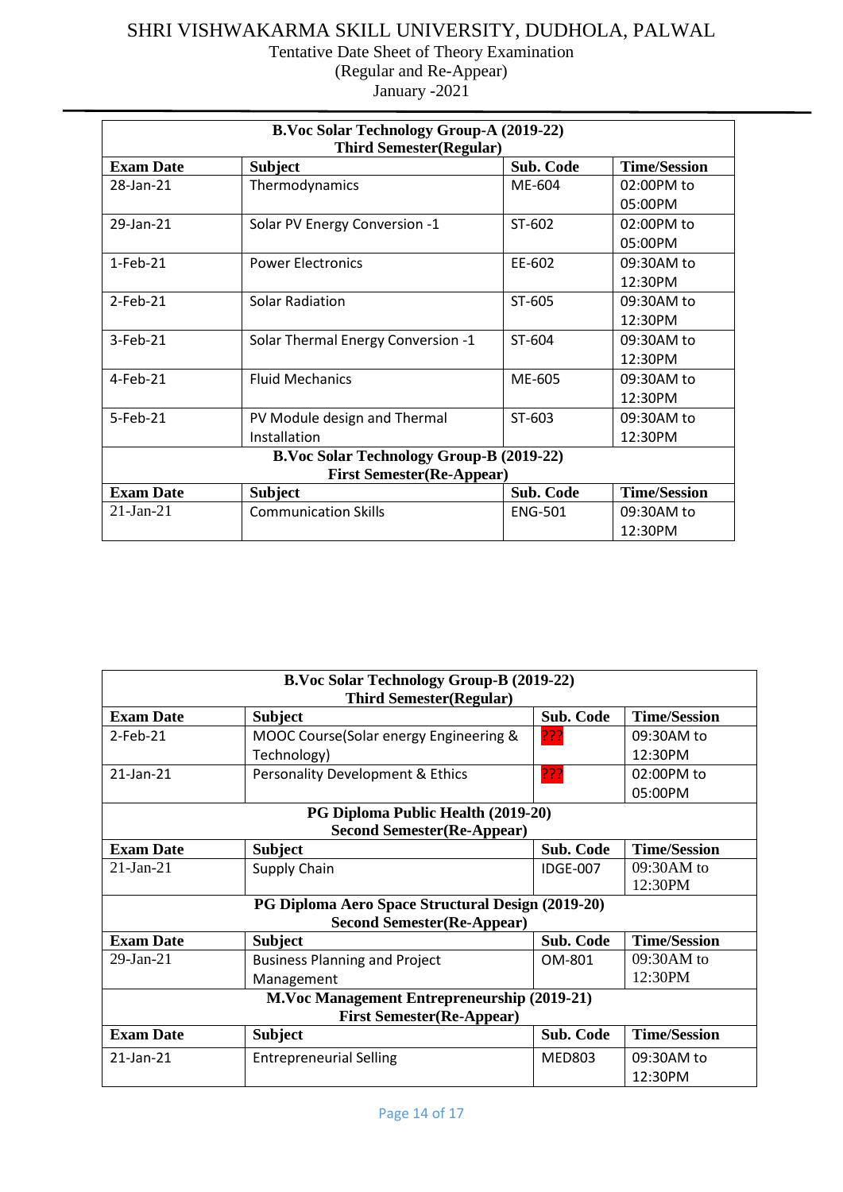# SHRI VISHWAKARMA SKILL UNIVERSITY, DUDHOLA, PALWAL

Tentative Date Sheet of Theory Examination

(Regular and Re-Appear)

January -2021

| B.Voc Solar Technology Group-A (2019-22) Third Semester(Regular) | | | |
|---|---|---|---|
| **Exam Date** | **Subject** | **Sub. Code** | **Time/Session** |
| 28-Jan-21 | Thermodynamics | ME-604 | 02:00PM to 05:00PM |
| 29-Jan-21 | Solar PV Energy Conversion -1 | ST-602 | 02:00PM to 05:00PM |
| 1-Feb-21 | Power Electronics | EE-602 | 09:30AM to 12:30PM |
| 2-Feb-21 | Solar Radiation | ST-605 | 09:30AM to 12:30PM |
| 3-Feb-21 | Solar Thermal Energy Conversion -1 | ST-604 | 09:30AM to 12:30PM |
| 4-Feb-21 | Fluid Mechanics | ME-605 | 09:30AM to 12:30PM |
| 5-Feb-21 | PV Module design and Thermal Installation | ST-603 | 09:30AM to 12:30PM |
| **B.Voc Solar Technology Group-B (2019-22) First Semester(Re-Appear)** | | | |
| **Exam Date** | **Subject** | **Sub. Code** | **Time/Session** |
| 21-Jan-21 | Communication Skills | ENG-501 | 09:30AM to 12:30PM |

| B.Voc Solar Technology Group-B (2019-22) Third Semester(Regular) | | | |
|---|---|---|---|
| **Exam Date** | **Subject** | **Sub. Code** | **Time/Session** |
| 2-Feb-21 | MOOC Course(Solar energy Engineering & Technology) | ??? | 09:30AM to 12:30PM |
| 21-Jan-21 | Personality Development & Ethics | ??? | 02:00PM to 05:00PM |
| **PG Diploma Public Health (2019-20) Second Semester(Re-Appear)** | | | |
| **Exam Date** | **Subject** | **Sub. Code** | **Time/Session** |
| 21-Jan-21 | Supply Chain | IDGE-007 | 09:30AM to 12:30PM |
| **PG Diploma Aero Space Structural Design (2019-20) Second Semester(Re-Appear)** | | | |
| **Exam Date** | **Subject** | **Sub. Code** | **Time/Session** |
| 29-Jan-21 | Business Planning and Project Management | OM-801 | 09:30AM to 12:30PM |
| **M.Voc Management Entrepreneurship (2019-21) First Semester(Re-Appear)** | | | |
| **Exam Date** | **Subject** | **Sub. Code** | **Time/Session** |
| 21-Jan-21 | Entrepreneurial Selling | MED803 | 09:30AM to 12:30PM |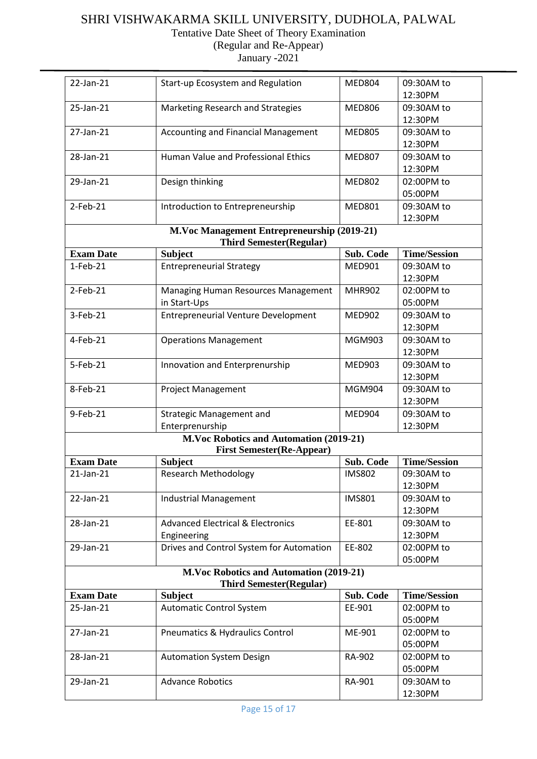# SHRI VISHWAKARMA SKILL UNIVERSITY, DUDHOLA, PALWAL

Tentative Date Sheet of Theory Examination
(Regular and Re-Appear)
January -2021

| | | | |
|---|---|---|---|
| 22-Jan-21 | Start-up Ecosystem and Regulation | MED804 | 09:30AM to 12:30PM |
| 25-Jan-21 | Marketing Research and Strategies | MED806 | 09:30AM to 12:30PM |
| 27-Jan-21 | Accounting and Financial Management | MED805 | 09:30AM to 12:30PM |
| 28-Jan-21 | Human Value and Professional Ethics | MED807 | 09:30AM to 12:30PM |
| 29-Jan-21 | Design thinking | MED802 | 02:00PM to 05:00PM |
| 2-Feb-21 | Introduction to Entrepreneurship | MED801 | 09:30AM to 12:30PM |

**M.Voc Management Entrepreneurship (2019-21)**
**Third Semester(Regular)**

| Exam Date | Subject | Sub. Code | Time/Session |
|---|---|---|---|
| 1-Feb-21 | Entrepreneurial Strategy | MED901 | 09:30AM to 12:30PM |
| 2-Feb-21 | Managing Human Resources Management in Start-Ups | MHR902 | 02:00PM to 05:00PM |
| 3-Feb-21 | Entrepreneurial Venture Development | MED902 | 09:30AM to 12:30PM |
| 4-Feb-21 | Operations Management | MGM903 | 09:30AM to 12:30PM |
| 5-Feb-21 | Innovation and Enterprenurship | MED903 | 09:30AM to 12:30PM |
| 8-Feb-21 | Project Management | MGM904 | 09:30AM to 12:30PM |
| 9-Feb-21 | Strategic Management and Enterprenurship | MED904 | 09:30AM to 12:30PM |

**M.Voc Robotics and Automation (2019-21)**
**First Semester(Re-Appear)**

| Exam Date | Subject | Sub. Code | Time/Session |
|---|---|---|---|
| 21-Jan-21 | Research Methodology | IMS802 | 09:30AM to 12:30PM |
| 22-Jan-21 | Industrial Management | IMS801 | 09:30AM to 12:30PM |
| 28-Jan-21 | Advanced Electrical & Electronics Engineering | EE-801 | 09:30AM to 12:30PM |
| 29-Jan-21 | Drives and Control System for Automation | EE-802 | 02:00PM to 05:00PM |

**M.Voc Robotics and Automation (2019-21)**
**Third Semester(Regular)**

| Exam Date | Subject | Sub. Code | Time/Session |
|---|---|---|---|
| 25-Jan-21 | Automatic Control System | EE-901 | 02:00PM to 05:00PM |
| 27-Jan-21 | Pneumatics & Hydraulics Control | ME-901 | 02:00PM to 05:00PM |
| 28-Jan-21 | Automation System Design | RA-902 | 02:00PM to 05:00PM |
| 29-Jan-21 | Advance Robotics | RA-901 | 09:30AM to 12:30PM |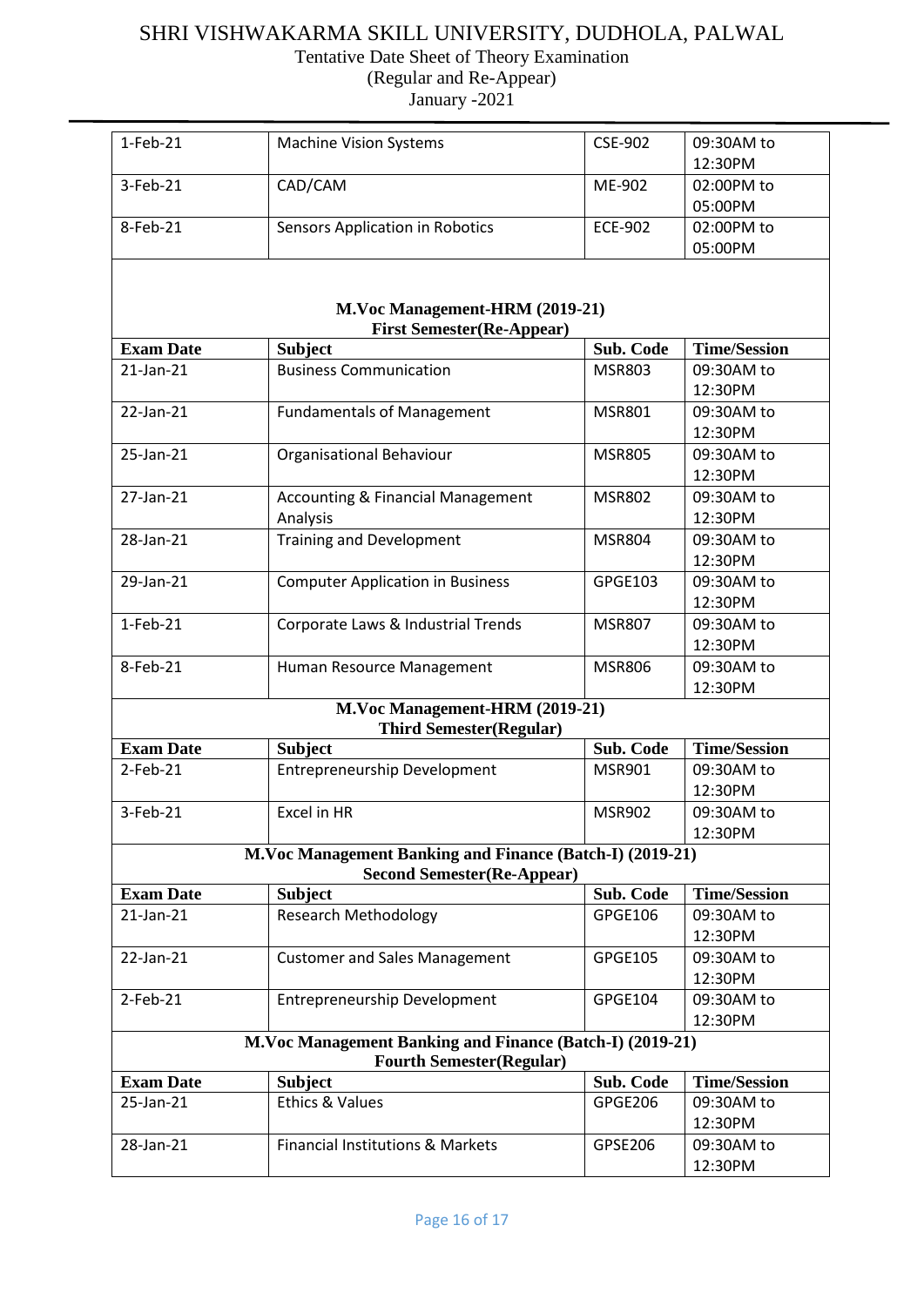# SHRI VISHWAKARMA SKILL UNIVERSITY, DUDHOLA, PALWAL

Tentative Date Sheet of Theory Examination
(Regular and Re-Appear)
January -2021

| | | | |
|---|---|---|---|
| 1-Feb-21 | Machine Vision Systems | CSE-902 | 09:30AM to 12:30PM |
| 3-Feb-21 | CAD/CAM | ME-902 | 02:00PM to 05:00PM |
| 8-Feb-21 | Sensors Application in Robotics | ECE-902 | 02:00PM to 05:00PM |

**M.Voc Management-HRM (2019-21)**
**First Semester(Re-Appear)**

| Exam Date | Subject | Sub. Code | Time/Session |
|---|---|---|---|
| 21-Jan-21 | Business Communication | MSR803 | 09:30AM to 12:30PM |
| 22-Jan-21 | Fundamentals of Management | MSR801 | 09:30AM to 12:30PM |
| 25-Jan-21 | Organisational Behaviour | MSR805 | 09:30AM to 12:30PM |
| 27-Jan-21 | Accounting & Financial Management Analysis | MSR802 | 09:30AM to 12:30PM |
| 28-Jan-21 | Training and Development | MSR804 | 09:30AM to 12:30PM |
| 29-Jan-21 | Computer Application in Business | GPGE103 | 09:30AM to 12:30PM |
| 1-Feb-21 | Corporate Laws & Industrial Trends | MSR807 | 09:30AM to 12:30PM |
| 8-Feb-21 | Human Resource Management | MSR806 | 09:30AM to 12:30PM |

**M.Voc Management-HRM (2019-21)**
**Third Semester(Regular)**

| Exam Date | Subject | Sub. Code | Time/Session |
|---|---|---|---|
| 2-Feb-21 | Entrepreneurship Development | MSR901 | 09:30AM to 12:30PM |
| 3-Feb-21 | Excel in HR | MSR902 | 09:30AM to 12:30PM |

**M.Voc Management Banking and Finance (Batch-I) (2019-21)**
**Second Semester(Re-Appear)**

| Exam Date | Subject | Sub. Code | Time/Session |
|---|---|---|---|
| 21-Jan-21 | Research Methodology | GPGE106 | 09:30AM to 12:30PM |
| 22-Jan-21 | Customer and Sales Management | GPGE105 | 09:30AM to 12:30PM |
| 2-Feb-21 | Entrepreneurship Development | GPGE104 | 09:30AM to 12:30PM |

**M.Voc Management Banking and Finance (Batch-I) (2019-21)**
**Fourth Semester(Regular)**

| Exam Date | Subject | Sub. Code | Time/Session |
|---|---|---|---|
| 25-Jan-21 | Ethics & Values | GPGE206 | 09:30AM to 12:30PM |
| 28-Jan-21 | Financial Institutions & Markets | GPSE206 | 09:30AM to 12:30PM |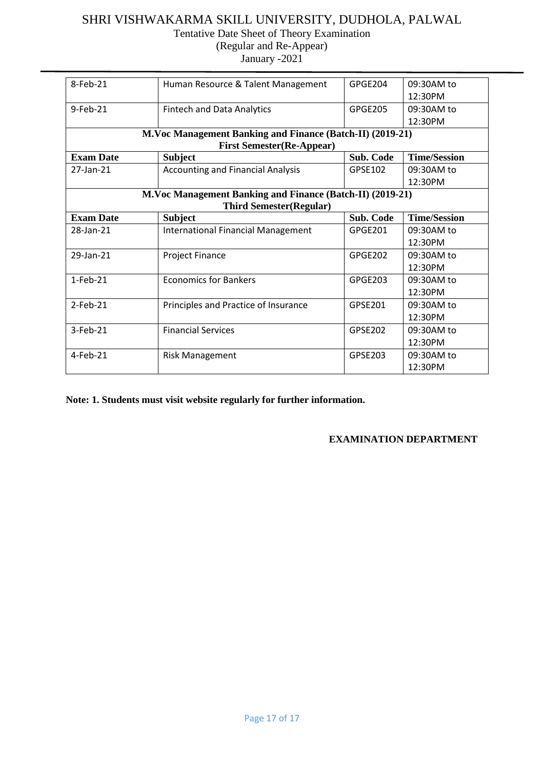# SHRI VISHWAKARMA SKILL UNIVERSITY, DUDHOLA, PALWAL

Tentative Date Sheet of Theory Examination

(Regular and Re-Appear)

January -2021

| | | | |
|---|---|---|---|
| 8-Feb-21 | Human Resource & Talent Management | GPGE204 | 09:30AM to 12:30PM |
| 9-Feb-21 | Fintech and Data Analytics | GPGE205 | 09:30AM to 12:30PM |
| **M.Voc Management Banking and Finance (Batch-II) (2019-21) First Semester(Re-Appear)** | | | |
| **Exam Date** | **Subject** | **Sub. Code** | **Time/Session** |
| 27-Jan-21 | Accounting and Financial Analysis | GPSE102 | 09:30AM to 12:30PM |
| **M.Voc Management Banking and Finance (Batch-II) (2019-21) Third Semester(Regular)** | | | |
| **Exam Date** | **Subject** | **Sub. Code** | **Time/Session** |
| 28-Jan-21 | International Financial Management | GPGE201 | 09:30AM to 12:30PM |
| 29-Jan-21 | Project Finance | GPGE202 | 09:30AM to 12:30PM |
| 1-Feb-21 | Economics for Bankers | GPGE203 | 09:30AM to 12:30PM |
| 2-Feb-21 | Principles and Practice of Insurance | GPSE201 | 09:30AM to 12:30PM |
| 3-Feb-21 | Financial Services | GPSE202 | 09:30AM to 12:30PM |
| 4-Feb-21 | Risk Management | GPSE203 | 09:30AM to 12:30PM |

**Note: 1. Students must visit website regularly for further information.**

**EXAMINATION DEPARTMENT**